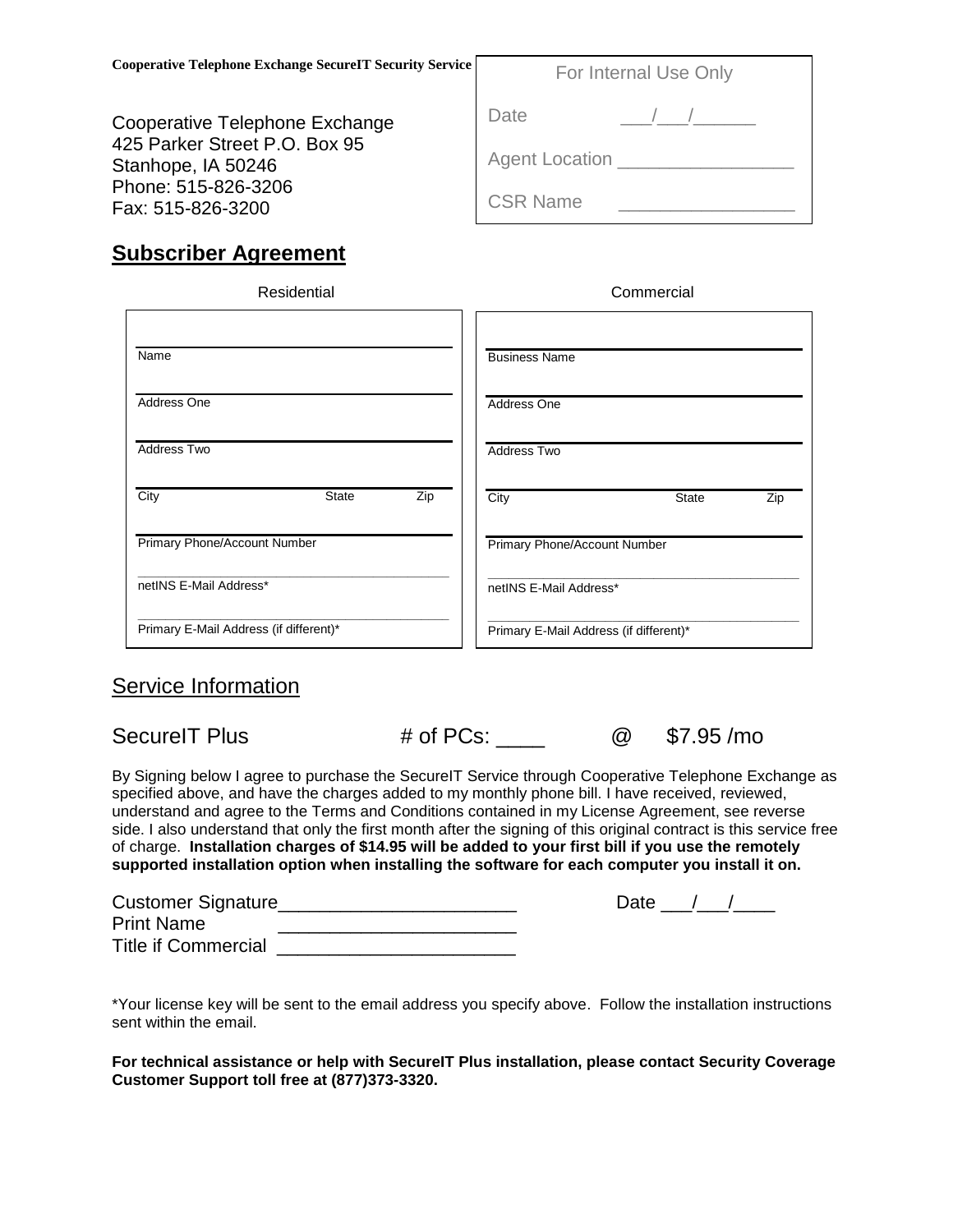**Cooperative Telephone Exchange SecureIT Security Service**

Cooperative Telephone Exchange
425 Parker Street P.O. Box 95
Stanhope, IA 50246
Phone: 515-826-3206
Fax: 515-826-3200

| For Internal Use Only | |
|---|---|
| Date | ___/___/______ |
| Agent Location | ________________ |
| CSR Name | ________________ |

## Subscriber Agreement

| Residential | Commercial |
|---|---|
| Name | Business Name |
| Address One | Address One |
| Address Two | Address Two |
| City State Zip | City State Zip |
| Primary Phone/Account Number | Primary Phone/Account Number |
| netINS E-Mail Address* | netINS E-Mail Address* |
| Primary E-Mail Address (if different)* | Primary E-Mail Address (if different)* |

## Service Information

SecureIT Plus # of PCs: ____ @ $7.95 /mo

By Signing below I agree to purchase the SecureIT Service through Cooperative Telephone Exchange as specified above, and have the charges added to my monthly phone bill. I have received, reviewed, understand and agree to the Terms and Conditions contained in my License Agreement, see reverse side. I also understand that only the first month after the signing of this original contract is this service free of charge. **Installation charges of $14.95 will be added to your first bill if you use the remotely supported installation option when installing the software for each computer you install it on.**

Customer Signature_______________________ Date ___/___/____
Print Name _______________________
Title if Commercial _______________________

*Your license key will be sent to the email address you specify above. Follow the installation instructions sent within the email.

**For technical assistance or help with SecureIT Plus installation, please contact Security Coverage Customer Support toll free at (877)373-3320.**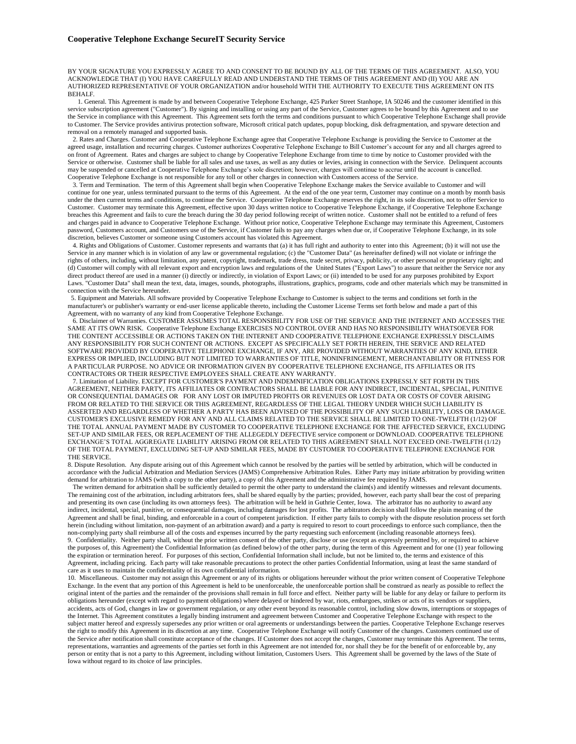**Cooperative Telephone Exchange SecureIT Security Service**

BY YOUR SIGNATURE YOU EXPRESSLY AGREE TO AND CONSENT TO BE BOUND BY ALL OF THE TERMS OF THIS AGREEMENT. ALSO, YOU ACKNOWLEDGE THAT (I) YOU HAVE CAREFULLY READ AND UNDERSTAND THE TERMS OF THIS AGREEMENT AND (II) YOU ARE AN AUTHORIZED REPRESENTATIVE OF YOUR ORGANIZATION and/or household WITH THE AUTHORITY TO EXECUTE THIS AGREEMENT ON ITS BEHALF.

1. General. This Agreement is made by and between Cooperative Telephone Exchange, 425 Parker Street Stanhope, IA 50246 and the customer identified in this service subscription agreement ("Customer"). By signing and installing or using any part of the Service, Customer agrees to be bound by this Agreement and to use the Service in compliance with this Agreement. This Agreement sets forth the terms and conditions pursuant to which Cooperative Telephone Exchange shall provide to Customer. The Service provides antivirus protection software, Microsoft critical patch updates, popup blocking, disk defragmentation, and spyware detection and removal on a remotely managed and supported basis.

2. Rates and Charges. Customer and Cooperative Telephone Exchange agree that Cooperative Telephone Exchange is providing the Service to Customer at the agreed usage, installation and recurring charges. Customer authorizes Cooperative Telephone Exchange to Bill Customer's account for any and all charges agreed to on front of Agreement. Rates and charges are subject to change by Cooperative Telephone Exchange from time to time by notice to Customer provided with the Service or otherwise. Customer shall be liable for all sales and use taxes, as well as any duties or levies, arising in connection with the Service. Delinquent accounts may be suspended or cancelled at Cooperative Telephone Exchange's sole discretion; however, charges will continue to accrue until the account is cancelled. Cooperative Telephone Exchange is not responsible for any toll or other charges in connection with Customers access of the Service.

3. Term and Termination. The term of this Agreement shall begin when Cooperative Telephone Exchange makes the Service available to Customer and will continue for one year, unless terminated pursuant to the terms of this Agreement. At the end of the one year term, Customer may continue on a month by month basis under the then current terms and conditions, to continue the Service. Cooperative Telephone Exchange reserves the right, in its sole discretion, not to offer Service to Customer. Customer may terminate this Agreement, effective upon 30 days written notice to Cooperative Telephone Exchange, if Cooperative Telephone Exchange breaches this Agreement and fails to cure the breach during the 30 day period following receipt of written notice. Customer shall not be entitled to a refund of fees and charges paid in advance to Cooperative Telephone Exchange. Without prior notice, Cooperative Telephone Exchange may terminate this Agreement, Customers password, Customers account, and Customers use of the Service, if Customer fails to pay any charges when due or, if Cooperative Telephone Exchange, in its sole discretion, believes Customer or someone using Customers account has violated this Agreement.

4. Rights and Obligations of Customer. Customer represents and warrants that (a) it has full right and authority to enter into this Agreement; (b) it will not use the Service in any manner which is in violation of any law or governmental regulation; (c) the "Customer Data" (as hereinafter defined) will not violate or infringe the rights of others, including, without limitation, any patent, copyright, trademark, trade dress, trade secret, privacy, publicity, or other personal or proprietary right; and (d) Customer will comply with all relevant export and encryption laws and regulations of the United States ("Export Laws") to assure that neither the Service nor any direct product thereof are used in a manner (i) directly or indirectly, in violation of Export Laws; or (ii) intended to be used for any purposes prohibited by Export Laws. "Customer Data" shall mean the text, data, images, sounds, photographs, illustrations, graphics, programs, code and other materials which may be transmitted in connection with the Service hereunder.

5. Equipment and Materials. All software provided by Cooperative Telephone Exchange to Customer is subject to the terms and conditions set forth in the manufacturer's or publisher's warranty or end-user license applicable thereto, including the Customer License Terms set forth below and made a part of this Agreement, with no warranty of any kind from Cooperative Telephone Exchange.

6. Disclaimer of Warranties. CUSTOMER ASSUMES TOTAL RESPONSIBILITY FOR USE OF THE SERVICE AND THE INTERNET AND ACCESSES THE SAME AT ITS OWN RISK. Cooperative Telephone Exchange EXERCISES NO CONTROL OVER AND HAS NO RESPONSIBILITY WHATSOEVER FOR THE CONTENT ACCESSIBLE OR ACTIONS TAKEN ON THE INTERNET AND COOPERATIVE TELEPHONE EXCHANGE EXPRESSLY DISCLAIMS ANY RESPONSIBILITY FOR SUCH CONTENT OR ACTIONS. EXCEPT AS SPECIFICALLY SET FORTH HEREIN, THE SERVICE AND RELATED SOFTWARE PROVIDED BY COOPERATIVE TELEPHONE EXCHANGE, IF ANY, ARE PROVIDED WITHOUT WARRANTIES OF ANY KIND, EITHER EXPRESS OR IMPLIED, INCLUDING BUT NOT LIMITED TO WARRANTIES OF TITLE, NONINFRINGEMENT, MERCHANTABILITY OR FITNESS FOR A PARTICULAR PURPOSE. NO ADVICE OR INFORMATION GIVEN BY COOPERATIVE TELEPHONE EXCHANGE, ITS AFFILIATES OR ITS CONTRACTORS OR THEIR RESPECTIVE EMPLOYEES SHALL CREATE ANY WARRANTY.

7. Limitation of Liability. EXCEPT FOR CUSTOMER'S PAYMENT AND INDEMNIFICATION OBLIGATIONS EXPRESSLY SET FORTH IN THIS AGREEMENT, NEITHER PARTY, ITS AFFILIATES OR CONTRACTORS SHALL BE LIABLE FOR ANY INDIRECT, INCIDENTAL, SPECIAL, PUNITIVE OR CONSEQUENTIAL DAMAGES OR FOR ANY LOST OR IMPUTED PROFITS OR REVENUES OR LOST DATA OR COSTS OF COVER ARISING FROM OR RELATED TO THE SERVICE OR THIS AGREEMENT, REGARDLESS OF THE LEGAL THEORY UNDER WHICH SUCH LIABILITY IS ASSERTED AND REGARDLESS OF WHETHER A PARTY HAS BEEN ADVISED OF THE POSSIBILITY OF ANY SUCH LIABILITY, LOSS OR DAMAGE. CUSTOMER'S EXCLUSIVE REMEDY FOR ANY AND ALL CLAIMS RELATED TO THE SERVICE SHALL BE LIMITED TO ONE-TWELFTH (1/12) OF THE TOTAL ANNUAL PAYMENT MADE BY CUSTOMER TO COOPERATIVE TELEPHONE EXCHANGE FOR THE AFFECTED SERVICE, EXCLUDING SET-UP AND SIMILAR FEES, OR REPLACEMENT OF THE ALLEGEDLY DEFECTIVE service component or DOWNLOAD. COOPERATIVE TELEPHONE EXCHANGE'S TOTAL AGGREGATE LIABILITY ARISING FROM OR RELATED TO THIS AGREEMENT SHALL NOT EXCEED ONE-TWELFTH (1/12) OF THE TOTAL PAYMENT, EXCLUDING SET-UP AND SIMILAR FEES, MADE BY CUSTOMER TO COOPERATIVE TELEPHONE EXCHANGE FOR THE SERVICE.

8. Dispute Resolution. Any dispute arising out of this Agreement which cannot be resolved by the parties will be settled by arbitration, which will be conducted in accordance with the Judicial Arbitration and Mediation Services (JAMS) Comprehensive Arbitration Rules. Either Party may initiate arbitration by providing written demand for arbitration to JAMS (with a copy to the other party), a copy of this Agreement and the administrative fee required by JAMS.

The written demand for arbitration shall be sufficiently detailed to permit the other party to understand the claim(s) and identify witnesses and relevant documents. The remaining cost of the arbitration, including arbitrators fees, shall be shared equally by the parties; provided, however, each party shall bear the cost of preparing and presenting its own case (including its own attorneys fees). The arbitration will be held in Guthrie Center, Iowa. The arbitrator has no authority to award any indirect, incidental, special, punitive, or consequential damages, including damages for lost profits. The arbitrators decision shall follow the plain meaning of the Agreement and shall be final, binding, and enforceable in a court of competent jurisdiction. If either party fails to comply with the dispute resolution process set forth herein (including without limitation, non-payment of an arbitration award) and a party is required to resort to court proceedings to enforce such compliance, then the non-complying party shall reimburse all of the costs and expenses incurred by the party requesting such enforcement (including reasonable attorneys fees).

9. Confidentiality. Neither party shall, without the prior written consent of the other party, disclose or use (except as expressly permitted by, or required to achieve the purposes of, this Agreement) the Confidential Information (as defined below) of the other party, during the term of this Agreement and for one (1) year following the expiration or termination hereof. For purposes of this section, Confidential Information shall include, but not be limited to, the terms and existence of this Agreement, including pricing. Each party will take reasonable precautions to protect the other parties Confidential Information, using at least the same standard of care as it uses to maintain the confidentiality of its own confidential information.

10. Miscellaneous. Customer may not assign this Agreement or any of its rights or obligations hereunder without the prior written consent of Cooperative Telephone Exchange. In the event that any portion of this Agreement is held to be unenforceable, the unenforceable portion shall be construed as nearly as possible to reflect the original intent of the parties and the remainder of the provisions shall remain in full force and effect. Neither party will be liable for any delay or failure to perform its obligations hereunder (except with regard to payment obligations) where delayed or hindered by war, riots, embargoes, strikes or acts of its vendors or suppliers, accidents, acts of God, changes in law or government regulation, or any other event beyond its reasonable control, including slow downs, interruptions or stoppages of the Internet. This Agreement constitutes a legally binding instrument and agreement between Customer and Cooperative Telephone Exchange with respect to the subject matter hereof and expressly supersedes any prior written or oral agreements or understandings between the parties. Cooperative Telephone Exchange reserves the right to modify this Agreement in its discretion at any time. Cooperative Telephone Exchange will notify Customer of the changes. Customers continued use of the Service after notification shall constitute acceptance of the changes. If Customer does not accept the changes, Customer may terminate this Agreement. The terms, representations, warranties and agreements of the parties set forth in this Agreement are not intended for, nor shall they be for the benefit of or enforceable by, any person or entity that is not a party to this Agreement, including without limitation, Customers Users. This Agreement shall be governed by the laws of the State of Iowa without regard to its choice of law principles.